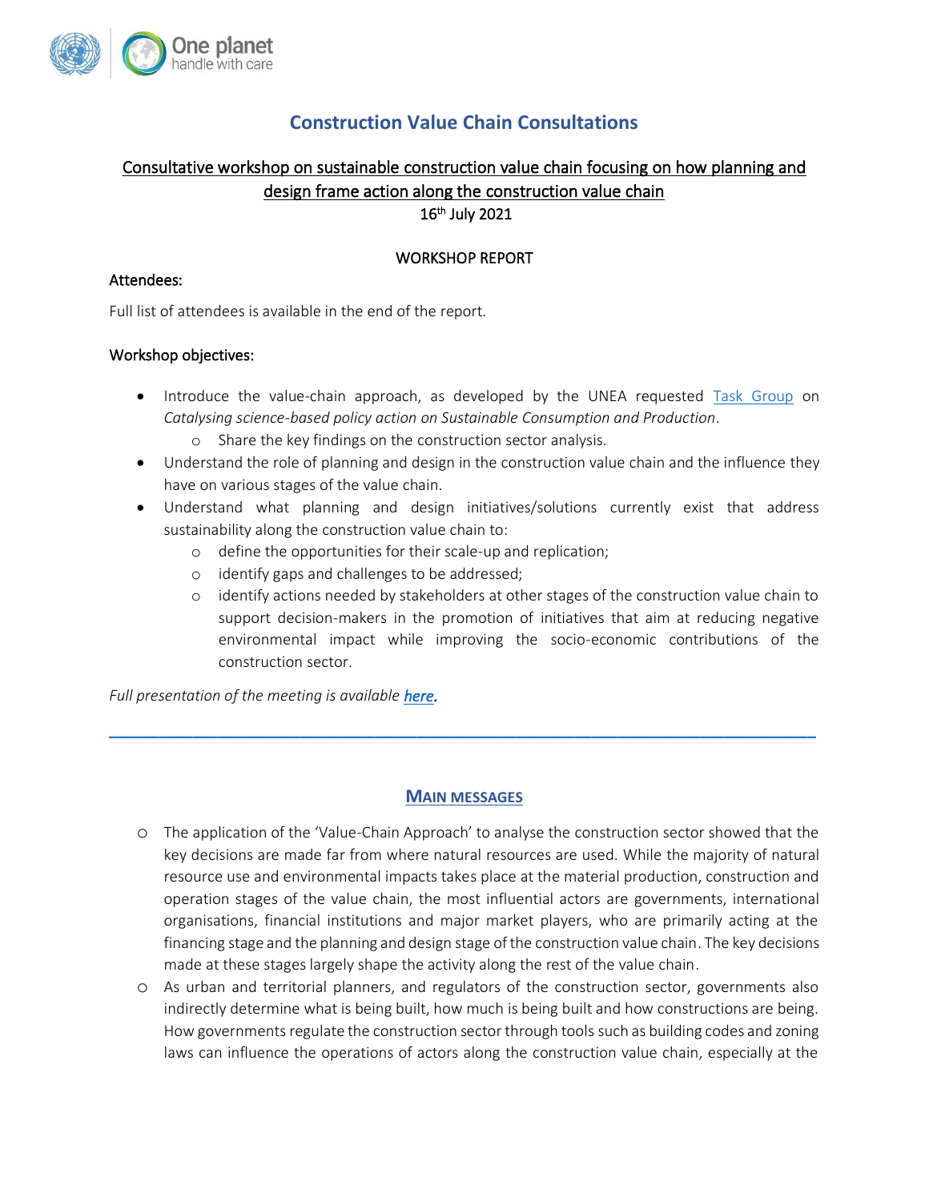# Construction Value Chain Consultations

## Consultative workshop on sustainable construction value chain focusing on how planning and design frame action along the construction value chain

16th July 2021

### WORKSHOP REPORT

**Attendees:**

Full list of attendees is available in the end of the report.

**Workshop objectives:**

- Introduce the value-chain approach, as developed by the UNEA requested Task Group on *Catalysing science-based policy action on Sustainable Consumption and Production*.
  - Share the key findings on the construction sector analysis.
- Understand the role of planning and design in the construction value chain and the influence they have on various stages of the value chain.
- Understand what planning and design initiatives/solutions currently exist that address sustainability along the construction value chain to:
  - define the opportunities for their scale-up and replication;
  - identify gaps and challenges to be addressed;
  - identify actions needed by stakeholders at other stages of the construction value chain to support decision-makers in the promotion of initiatives that aim at reducing negative environmental impact while improving the socio-economic contributions of the construction sector.

*Full presentation of the meeting is available **here**.*

---

## MAIN MESSAGES

- The application of the 'Value-Chain Approach' to analyse the construction sector showed that the key decisions are made far from where natural resources are used. While the majority of natural resource use and environmental impacts takes place at the material production, construction and operation stages of the value chain, the most influential actors are governments, international organisations, financial institutions and major market players, who are primarily acting at the financing stage and the planning and design stage of the construction value chain. The key decisions made at these stages largely shape the activity along the rest of the value chain.
- As urban and territorial planners, and regulators of the construction sector, governments also indirectly determine what is being built, how much is being built and how constructions are being. How governments regulate the construction sector through tools such as building codes and zoning laws can influence the operations of actors along the construction value chain, especially at the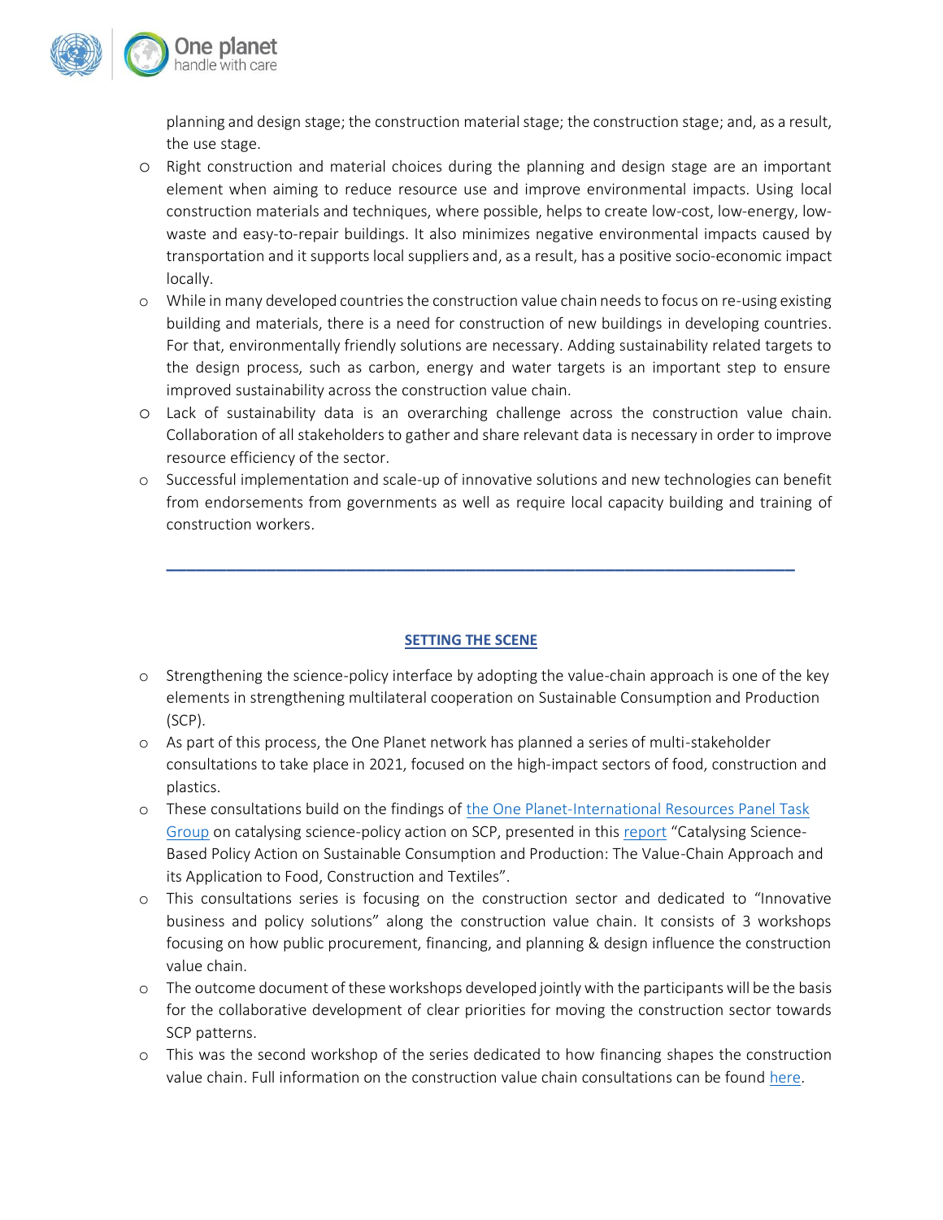planning and design stage; the construction material stage; the construction stage; and, as a result, the use stage.

- Right construction and material choices during the planning and design stage are an important element when aiming to reduce resource use and improve environmental impacts. Using local construction materials and techniques, where possible, helps to create low-cost, low-energy, low-waste and easy-to-repair buildings. It also minimizes negative environmental impacts caused by transportation and it supports local suppliers and, as a result, has a positive socio-economic impact locally.
- While in many developed countries the construction value chain needs to focus on re-using existing building and materials, there is a need for construction of new buildings in developing countries. For that, environmentally friendly solutions are necessary. Adding sustainability related targets to the design process, such as carbon, energy and water targets is an important step to ensure improved sustainability across the construction value chain.
- Lack of sustainability data is an overarching challenge across the construction value chain. Collaboration of all stakeholders to gather and share relevant data is necessary in order to improve resource efficiency of the sector.
- Successful implementation and scale-up of innovative solutions and new technologies can benefit from endorsements from governments as well as require local capacity building and training of construction workers.

---

## SETTING THE SCENE

- Strengthening the science-policy interface by adopting the value-chain approach is one of the key elements in strengthening multilateral cooperation on Sustainable Consumption and Production (SCP).
- As part of this process, the One Planet network has planned a series of multi-stakeholder consultations to take place in 2021, focused on the high-impact sectors of food, construction and plastics.
- These consultations build on the findings of the One Planet-International Resources Panel Task Group on catalysing science-policy action on SCP, presented in this report "Catalysing Science-Based Policy Action on Sustainable Consumption and Production: The Value-Chain Approach and its Application to Food, Construction and Textiles".
- This consultations series is focusing on the construction sector and dedicated to "Innovative business and policy solutions" along the construction value chain. It consists of 3 workshops focusing on how public procurement, financing, and planning & design influence the construction value chain.
- The outcome document of these workshops developed jointly with the participants will be the basis for the collaborative development of clear priorities for moving the construction sector towards SCP patterns.
- This was the second workshop of the series dedicated to how financing shapes the construction value chain. Full information on the construction value chain consultations can be found here.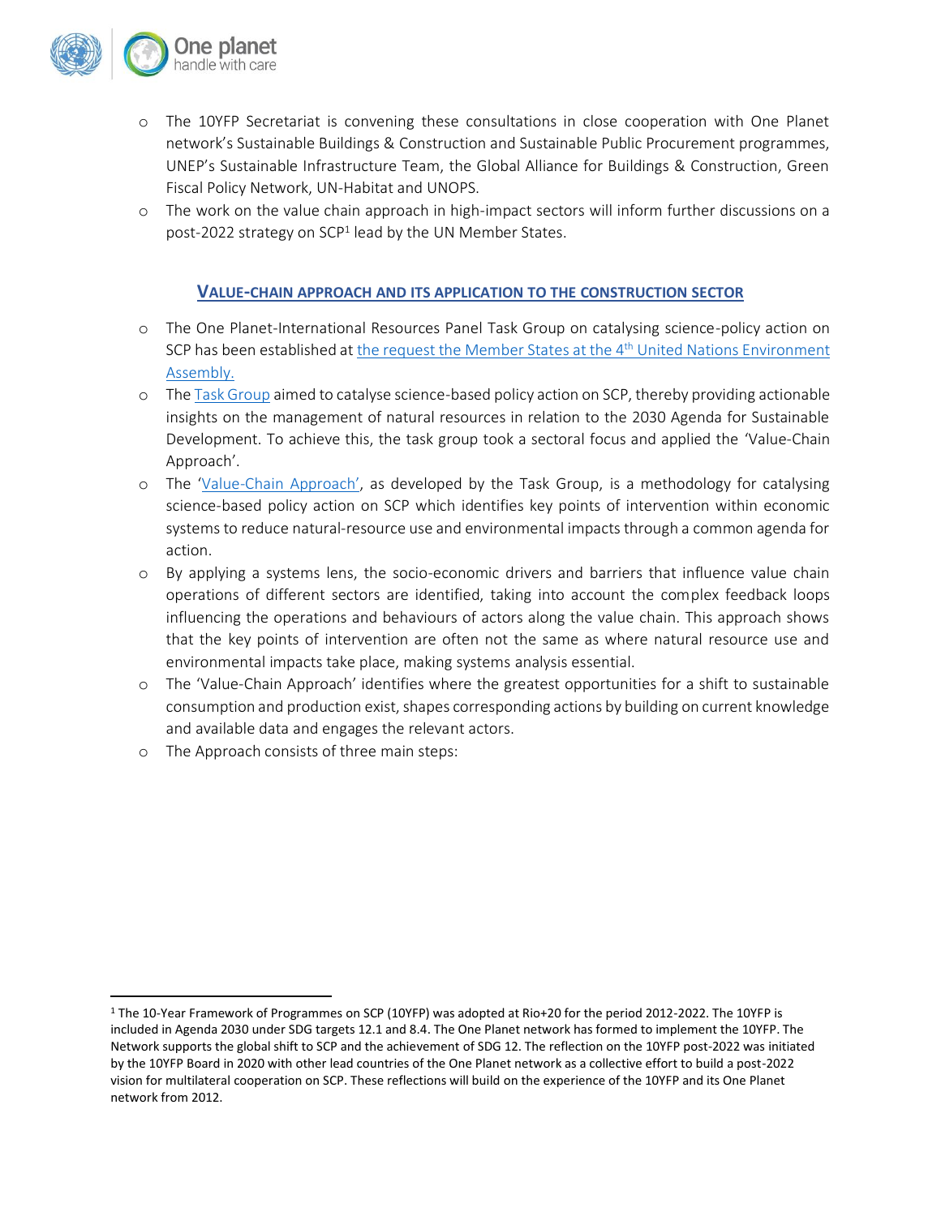- The 10YFP Secretariat is convening these consultations in close cooperation with One Planet network's Sustainable Buildings & Construction and Sustainable Public Procurement programmes, UNEP's Sustainable Infrastructure Team, the Global Alliance for Buildings & Construction, Green Fiscal Policy Network, UN-Habitat and UNOPS.
- The work on the value chain approach in high-impact sectors will inform further discussions on a post-2022 strategy on SCP[1] lead by the UN Member States.

## VALUE-CHAIN APPROACH AND ITS APPLICATION TO THE CONSTRUCTION SECTOR

- The One Planet-International Resources Panel Task Group on catalysing science-policy action on SCP has been established at the request the Member States at the 4th United Nations Environment Assembly.
- The Task Group aimed to catalyse science-based policy action on SCP, thereby providing actionable insights on the management of natural resources in relation to the 2030 Agenda for Sustainable Development. To achieve this, the task group took a sectoral focus and applied the 'Value-Chain Approach'.
- The 'Value-Chain Approach', as developed by the Task Group, is a methodology for catalysing science-based policy action on SCP which identifies key points of intervention within economic systems to reduce natural-resource use and environmental impacts through a common agenda for action.
- By applying a systems lens, the socio-economic drivers and barriers that influence value chain operations of different sectors are identified, taking into account the complex feedback loops influencing the operations and behaviours of actors along the value chain. This approach shows that the key points of intervention are often not the same as where natural resource use and environmental impacts take place, making systems analysis essential.
- The 'Value-Chain Approach' identifies where the greatest opportunities for a shift to sustainable consumption and production exist, shapes corresponding actions by building on current knowledge and available data and engages the relevant actors.
- The Approach consists of three main steps:

[1] The 10-Year Framework of Programmes on SCP (10YFP) was adopted at Rio+20 for the period 2012-2022. The 10YFP is included in Agenda 2030 under SDG targets 12.1 and 8.4. The One Planet network has formed to implement the 10YFP. The Network supports the global shift to SCP and the achievement of SDG 12. The reflection on the 10YFP post-2022 was initiated by the 10YFP Board in 2020 with other lead countries of the One Planet network as a collective effort to build a post-2022 vision for multilateral cooperation on SCP. These reflections will build on the experience of the 10YFP and its One Planet network from 2012.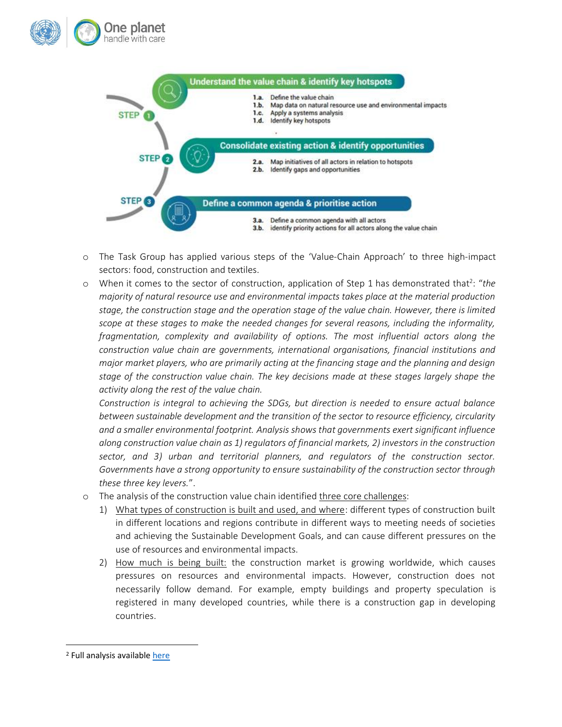**STEP 1 — Understand the value chain & identify key hotspots**

- 1.a. Define the value chain
- 1.b. Map data on natural resource use and environmental impacts
- 1.c. Apply a systems analysis
- 1.d. Identify key hotspots

**STEP 2 — Consolidate existing action & identify opportunities**

- 2.a. Map initiatives of all actors in relation to hotspots
- 2.b. Identify gaps and opportunities

**STEP 3 — Define a common agenda & prioritise action**

- 3.a. Define a common agenda with all actors
- 3.b. identify priority actions for all actors along the value chain

- The Task Group has applied various steps of the 'Value-Chain Approach' to three high-impact sectors: food, construction and textiles.
- When it comes to the sector of construction, application of Step 1 has demonstrated that[2]: "*the majority of natural resource use and environmental impacts takes place at the material production stage, the construction stage and the operation stage of the value chain. However, there is limited scope at these stages to make the needed changes for several reasons, including the informality, fragmentation, complexity and availability of options. The most influential actors along the construction value chain are governments, international organisations, financial institutions and major market players, who are primarily acting at the financing stage and the planning and design stage of the construction value chain. The key decisions made at these stages largely shape the activity along the rest of the value chain.*

  *Construction is integral to achieving the SDGs, but direction is needed to ensure actual balance between sustainable development and the transition of the sector to resource efficiency, circularity and a smaller environmental footprint. Analysis shows that governments exert significant influence along construction value chain as 1) regulators of financial markets, 2) investors in the construction sector, and 3) urban and territorial planners, and regulators of the construction sector. Governments have a strong opportunity to ensure sustainability of the construction sector through these three key levers.*".
- The analysis of the construction value chain identified <u>three core challenges</u>:
  1) <u>What types of construction is built and used, and where</u>: different types of construction built in different locations and regions contribute in different ways to meeting needs of societies and achieving the Sustainable Development Goals, and can cause different pressures on the use of resources and environmental impacts.
  2) <u>How much is being built:</u> the construction market is growing worldwide, which causes pressures on resources and environmental impacts. However, construction does not necessarily follow demand. For example, empty buildings and property speculation is registered in many developed countries, while there is a construction gap in developing countries.

---

[2] Full analysis available here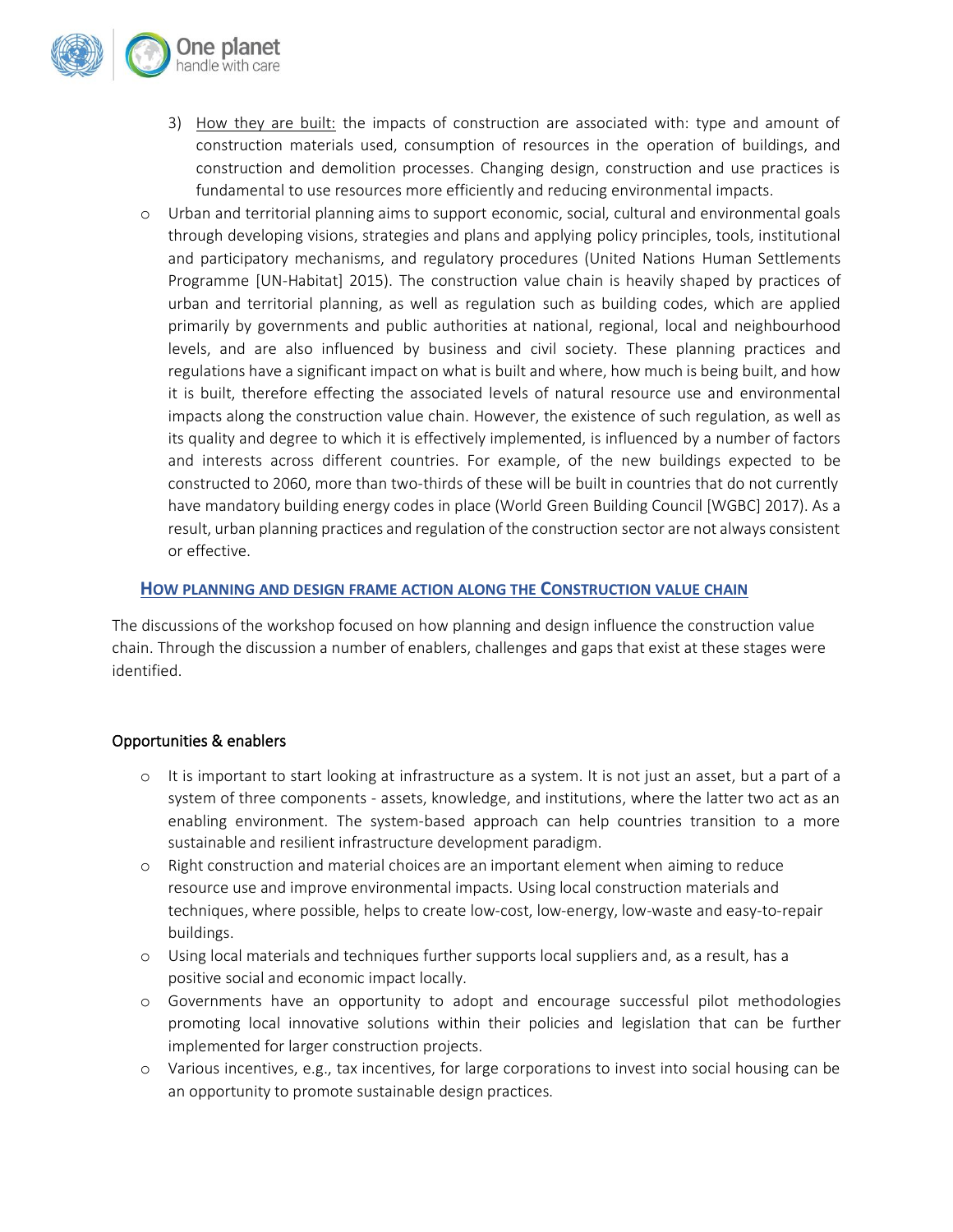3) How they are built: the impacts of construction are associated with: type and amount of construction materials used, consumption of resources in the operation of buildings, and construction and demolition processes. Changing design, construction and use practices is fundamental to use resources more efficiently and reducing environmental impacts.

- Urban and territorial planning aims to support economic, social, cultural and environmental goals through developing visions, strategies and plans and applying policy principles, tools, institutional and participatory mechanisms, and regulatory procedures (United Nations Human Settlements Programme [UN-Habitat] 2015). The construction value chain is heavily shaped by practices of urban and territorial planning, as well as regulation such as building codes, which are applied primarily by governments and public authorities at national, regional, local and neighbourhood levels, and are also influenced by business and civil society. These planning practices and regulations have a significant impact on what is built and where, how much is being built, and how it is built, therefore effecting the associated levels of natural resource use and environmental impacts along the construction value chain. However, the existence of such regulation, as well as its quality and degree to which it is effectively implemented, is influenced by a number of factors and interests across different countries. For example, of the new buildings expected to be constructed to 2060, more than two-thirds of these will be built in countries that do not currently have mandatory building energy codes in place (World Green Building Council [WGBC] 2017). As a result, urban planning practices and regulation of the construction sector are not always consistent or effective.

## How planning and design frame action along the Construction value chain

The discussions of the workshop focused on how planning and design influence the construction value chain. Through the discussion a number of enablers, challenges and gaps that exist at these stages were identified.

### Opportunities & enablers

- It is important to start looking at infrastructure as a system. It is not just an asset, but a part of a system of three components - assets, knowledge, and institutions, where the latter two act as an enabling environment. The system-based approach can help countries transition to a more sustainable and resilient infrastructure development paradigm.
- Right construction and material choices are an important element when aiming to reduce resource use and improve environmental impacts. Using local construction materials and techniques, where possible, helps to create low-cost, low-energy, low-waste and easy-to-repair buildings.
- Using local materials and techniques further supports local suppliers and, as a result, has a positive social and economic impact locally.
- Governments have an opportunity to adopt and encourage successful pilot methodologies promoting local innovative solutions within their policies and legislation that can be further implemented for larger construction projects.
- Various incentives, e.g., tax incentives, for large corporations to invest into social housing can be an opportunity to promote sustainable design practices.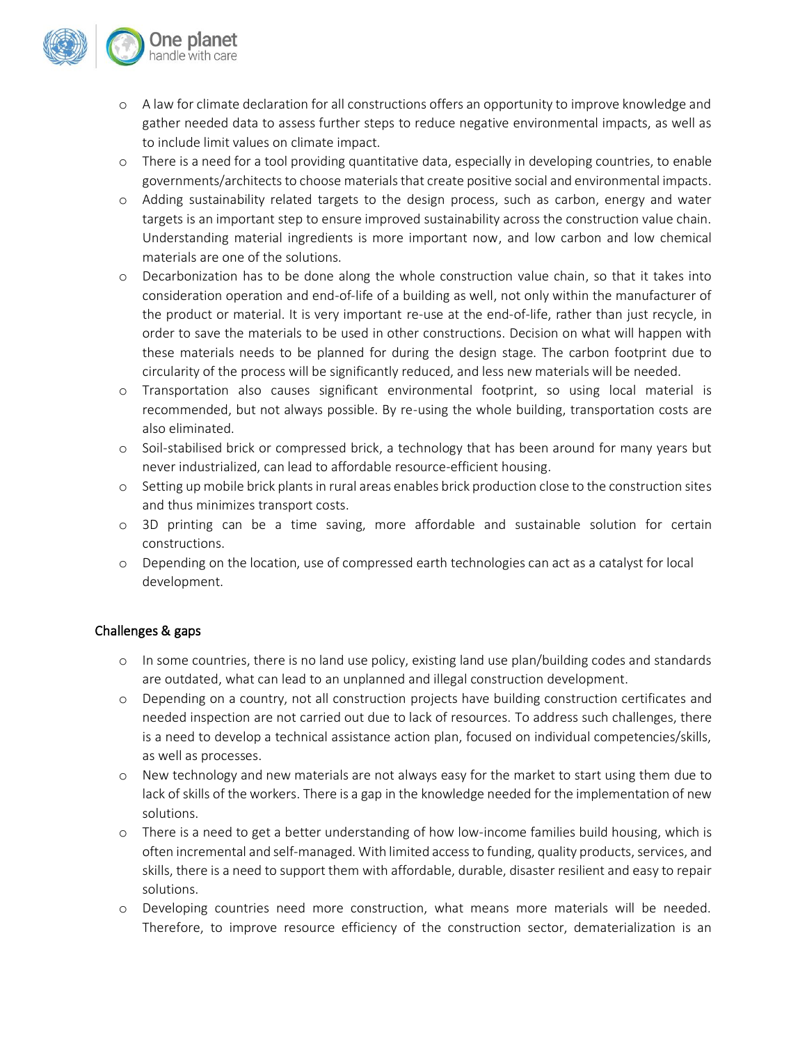- A law for climate declaration for all constructions offers an opportunity to improve knowledge and gather needed data to assess further steps to reduce negative environmental impacts, as well as to include limit values on climate impact.
- There is a need for a tool providing quantitative data, especially in developing countries, to enable governments/architects to choose materials that create positive social and environmental impacts.
- Adding sustainability related targets to the design process, such as carbon, energy and water targets is an important step to ensure improved sustainability across the construction value chain. Understanding material ingredients is more important now, and low carbon and low chemical materials are one of the solutions.
- Decarbonization has to be done along the whole construction value chain, so that it takes into consideration operation and end-of-life of a building as well, not only within the manufacturer of the product or material. It is very important re-use at the end-of-life, rather than just recycle, in order to save the materials to be used in other constructions. Decision on what will happen with these materials needs to be planned for during the design stage. The carbon footprint due to circularity of the process will be significantly reduced, and less new materials will be needed.
- Transportation also causes significant environmental footprint, so using local material is recommended, but not always possible. By re-using the whole building, transportation costs are also eliminated.
- Soil-stabilised brick or compressed brick, a technology that has been around for many years but never industrialized, can lead to affordable resource-efficient housing.
- Setting up mobile brick plants in rural areas enables brick production close to the construction sites and thus minimizes transport costs.
- 3D printing can be a time saving, more affordable and sustainable solution for certain constructions.
- Depending on the location, use of compressed earth technologies can act as a catalyst for local development.

## Challenges & gaps

- In some countries, there is no land use policy, existing land use plan/building codes and standards are outdated, what can lead to an unplanned and illegal construction development.
- Depending on a country, not all construction projects have building construction certificates and needed inspection are not carried out due to lack of resources. To address such challenges, there is a need to develop a technical assistance action plan, focused on individual competencies/skills, as well as processes.
- New technology and new materials are not always easy for the market to start using them due to lack of skills of the workers. There is a gap in the knowledge needed for the implementation of new solutions.
- There is a need to get a better understanding of how low-income families build housing, which is often incremental and self-managed. With limited access to funding, quality products, services, and skills, there is a need to support them with affordable, durable, disaster resilient and easy to repair solutions.
- Developing countries need more construction, what means more materials will be needed. Therefore, to improve resource efficiency of the construction sector, dematerialization is an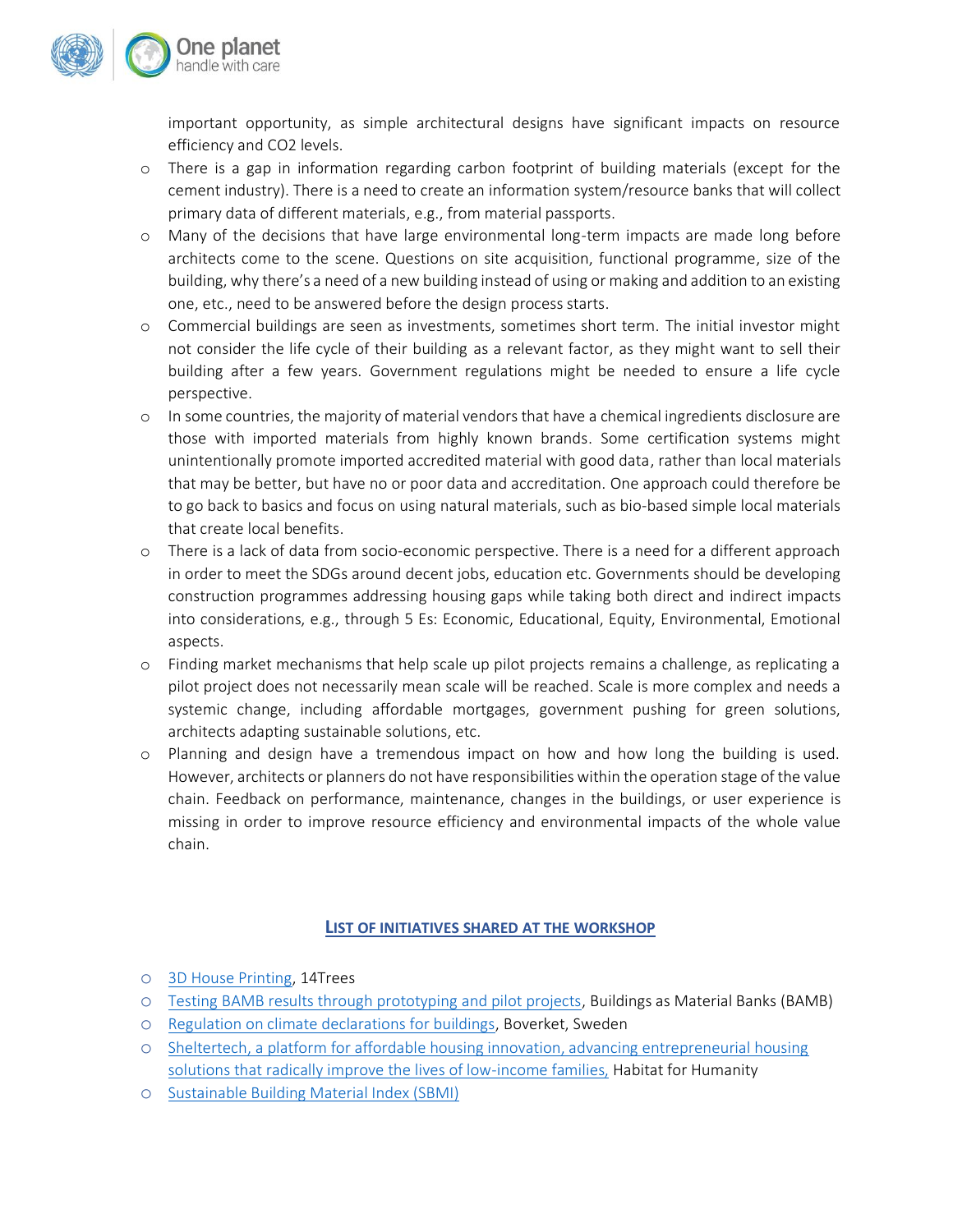important opportunity, as simple architectural designs have significant impacts on resource efficiency and CO2 levels.

- There is a gap in information regarding carbon footprint of building materials (except for the cement industry). There is a need to create an information system/resource banks that will collect primary data of different materials, e.g., from material passports.
- Many of the decisions that have large environmental long-term impacts are made long before architects come to the scene. Questions on site acquisition, functional programme, size of the building, why there's a need of a new building instead of using or making and addition to an existing one, etc., need to be answered before the design process starts.
- Commercial buildings are seen as investments, sometimes short term. The initial investor might not consider the life cycle of their building as a relevant factor, as they might want to sell their building after a few years. Government regulations might be needed to ensure a life cycle perspective.
- In some countries, the majority of material vendors that have a chemical ingredients disclosure are those with imported materials from highly known brands. Some certification systems might unintentionally promote imported accredited material with good data, rather than local materials that may be better, but have no or poor data and accreditation. One approach could therefore be to go back to basics and focus on using natural materials, such as bio-based simple local materials that create local benefits.
- There is a lack of data from socio-economic perspective. There is a need for a different approach in order to meet the SDGs around decent jobs, education etc. Governments should be developing construction programmes addressing housing gaps while taking both direct and indirect impacts into considerations, e.g., through 5 Es: Economic, Educational, Equity, Environmental, Emotional aspects.
- Finding market mechanisms that help scale up pilot projects remains a challenge, as replicating a pilot project does not necessarily mean scale will be reached. Scale is more complex and needs a systemic change, including affordable mortgages, government pushing for green solutions, architects adapting sustainable solutions, etc.
- Planning and design have a tremendous impact on how and how long the building is used. However, architects or planners do not have responsibilities within the operation stage of the value chain. Feedback on performance, maintenance, changes in the buildings, or user experience is missing in order to improve resource efficiency and environmental impacts of the whole value chain.

## LIST OF INITIATIVES SHARED AT THE WORKSHOP

- 3D House Printing, 14Trees
- Testing BAMB results through prototyping and pilot projects, Buildings as Material Banks (BAMB)
- Regulation on climate declarations for buildings, Boverket, Sweden
- Sheltertech, a platform for affordable housing innovation, advancing entrepreneurial housing solutions that radically improve the lives of low-income families, Habitat for Humanity
- Sustainable Building Material Index (SBMI)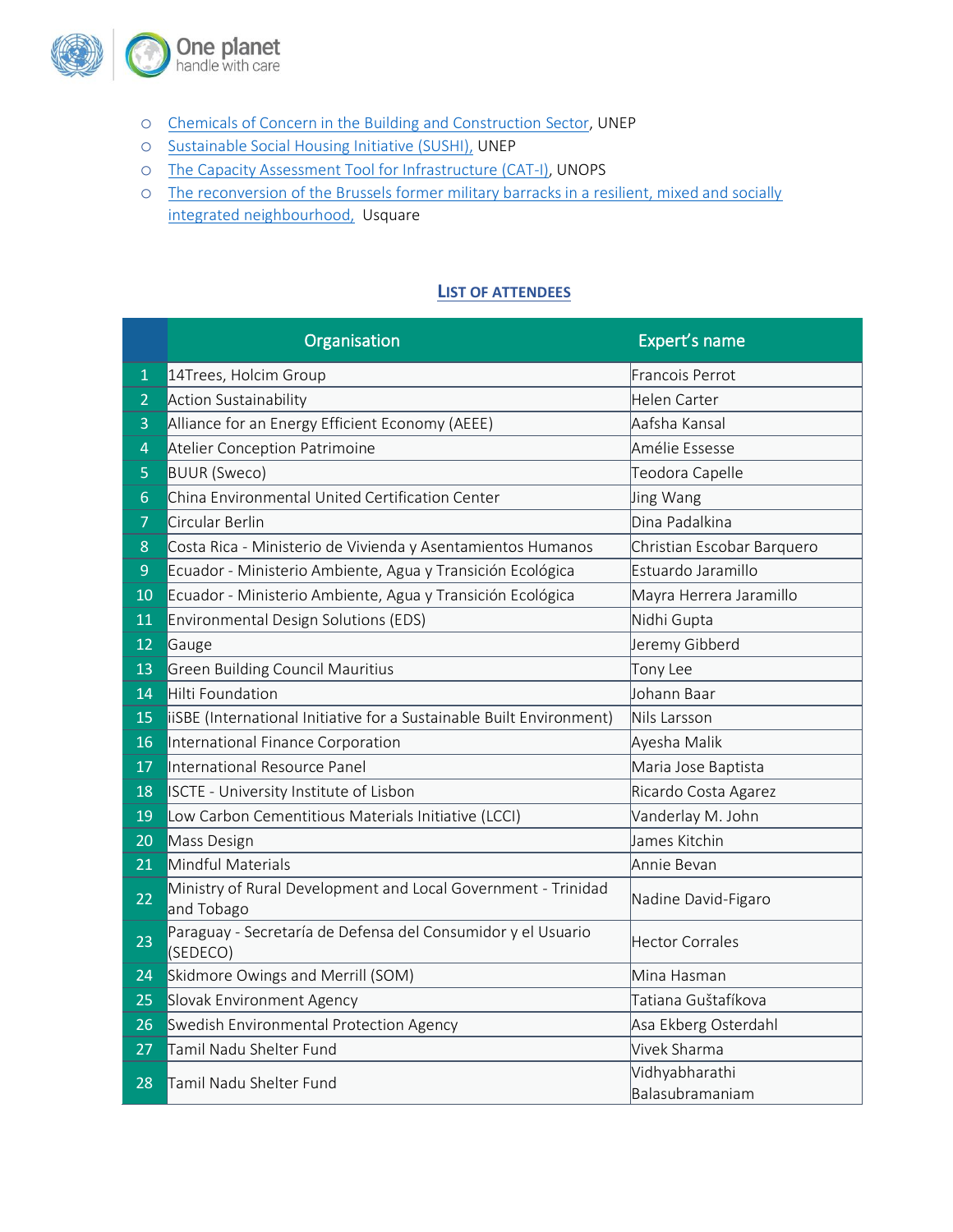- Chemicals of Concern in the Building and Construction Sector, UNEP
- Sustainable Social Housing Initiative (SUSHI), UNEP
- The Capacity Assessment Tool for Infrastructure (CAT-I), UNOPS
- The reconversion of the Brussels former military barracks in a resilient, mixed and socially integrated neighbourhood, Usquare

## LIST OF ATTENDEES

| | Organisation | Expert's name |
|---|---|---|
| 1 | 14Trees, Holcim Group | Francois Perrot |
| 2 | Action Sustainability | Helen Carter |
| 3 | Alliance for an Energy Efficient Economy (AEEE) | Aafsha Kansal |
| 4 | Atelier Conception Patrimoine | Amélie Essesse |
| 5 | BUUR (Sweco) | Teodora Capelle |
| 6 | China Environmental United Certification Center | Jing Wang |
| 7 | Circular Berlin | Dina Padalkina |
| 8 | Costa Rica - Ministerio de Vivienda y Asentamientos Humanos | Christian Escobar Barquero |
| 9 | Ecuador - Ministerio Ambiente, Agua y Transición Ecológica | Estuardo Jaramillo |
| 10 | Ecuador - Ministerio Ambiente, Agua y Transición Ecológica | Mayra Herrera Jaramillo |
| 11 | Environmental Design Solutions (EDS) | Nidhi Gupta |
| 12 | Gauge | Jeremy Gibberd |
| 13 | Green Building Council Mauritius | Tony Lee |
| 14 | Hilti Foundation | Johann Baar |
| 15 | iiSBE (International Initiative for a Sustainable Built Environment) | Nils Larsson |
| 16 | International Finance Corporation | Ayesha Malik |
| 17 | International Resource Panel | Maria Jose Baptista |
| 18 | ISCTE - University Institute of Lisbon | Ricardo Costa Agarez |
| 19 | Low Carbon Cementitious Materials Initiative (LCCI) | Vanderlay M. John |
| 20 | Mass Design | James Kitchin |
| 21 | Mindful Materials | Annie Bevan |
| 22 | Ministry of Rural Development and Local Government - Trinidad and Tobago | Nadine David-Figaro |
| 23 | Paraguay - Secretaría de Defensa del Consumidor y el Usuario (SEDECO) | Hector Corrales |
| 24 | Skidmore Owings and Merrill (SOM) | Mina Hasman |
| 25 | Slovak Environment Agency | Tatiana Guštafíkova |
| 26 | Swedish Environmental Protection Agency | Asa Ekberg Osterdahl |
| 27 | Tamil Nadu Shelter Fund | Vivek Sharma |
| 28 | Tamil Nadu Shelter Fund | Vidhyabharathi Balasubramaniam |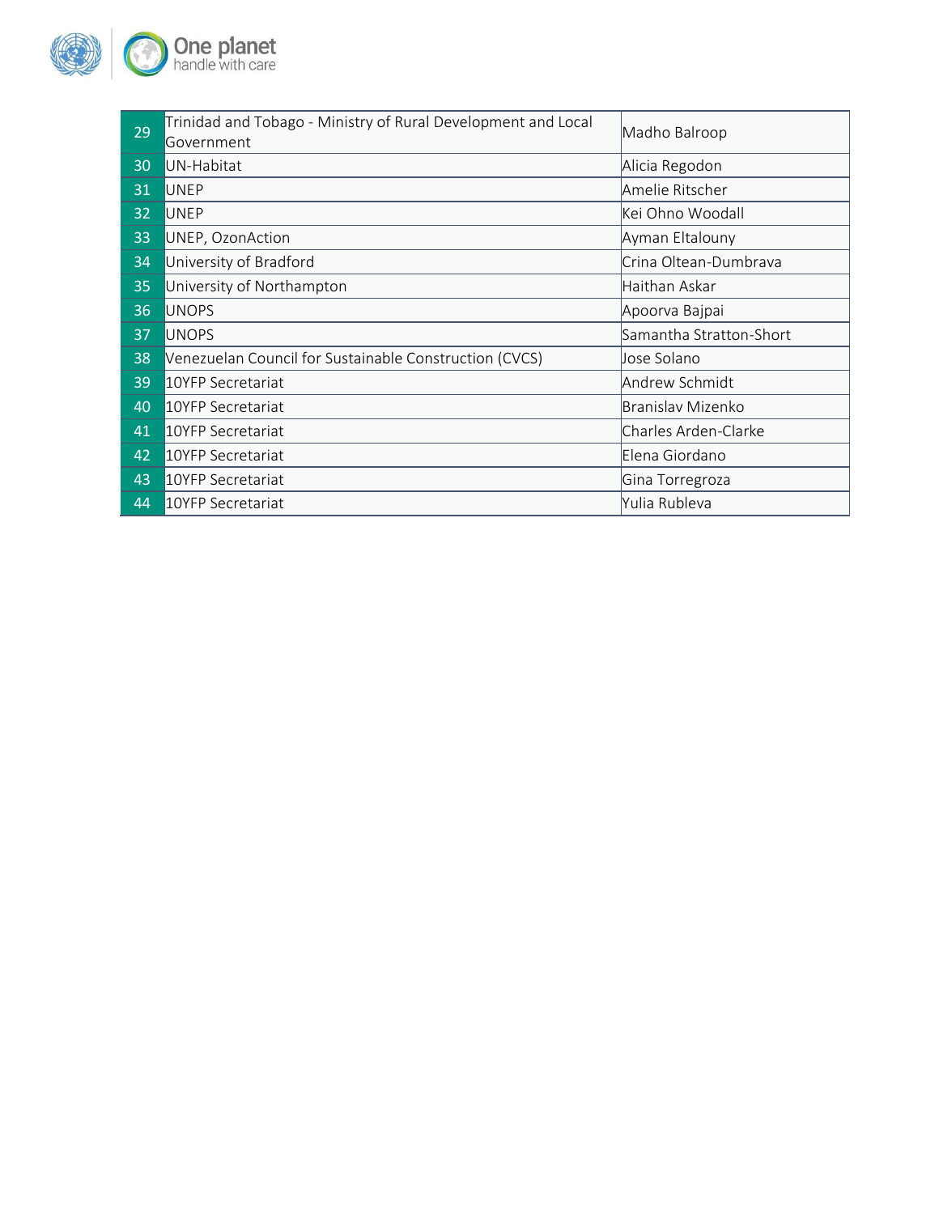| | | |
|---|---|---|
| 29 | Trinidad and Tobago - Ministry of Rural Development and Local Government | Madho Balroop |
| 30 | UN-Habitat | Alicia Regodon |
| 31 | UNEP | Amelie Ritscher |
| 32 | UNEP | Kei Ohno Woodall |
| 33 | UNEP, OzonAction | Ayman Eltalouny |
| 34 | University of Bradford | Crina Oltean-Dumbrava |
| 35 | University of Northampton | Haithan Askar |
| 36 | UNOPS | Apoorva Bajpai |
| 37 | UNOPS | Samantha Stratton-Short |
| 38 | Venezuelan Council for Sustainable Construction (CVCS) | Jose Solano |
| 39 | 10YFP Secretariat | Andrew Schmidt |
| 40 | 10YFP Secretariat | Branislav Mizenko |
| 41 | 10YFP Secretariat | Charles Arden-Clarke |
| 42 | 10YFP Secretariat | Elena Giordano |
| 43 | 10YFP Secretariat | Gina Torregroza |
| 44 | 10YFP Secretariat | Yulia Rubleva |